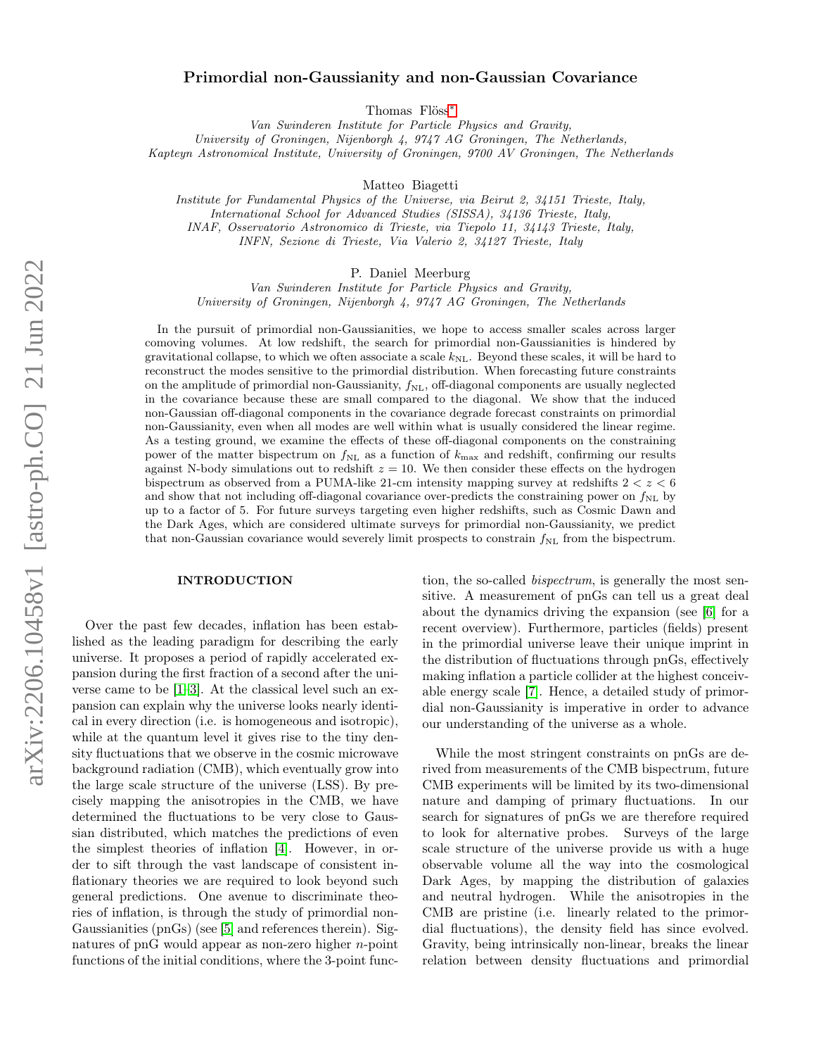# Primordial non-Gaussianity and non-Gaussian Covariance

Thomas Flöss[*]

*Van Swinderen Institute for Particle Physics and Gravity, University of Groningen, Nijenborgh 4, 9747 AG Groningen, The Netherlands, Kapteyn Astronomical Institute, University of Groningen, 9700 AV Groningen, The Netherlands*

Matteo Biagetti

*Institute for Fundamental Physics of the Universe, via Beirut 2, 34151 Trieste, Italy, International School for Advanced Studies (SISSA), 34136 Trieste, Italy, INAF, Osservatorio Astronomico di Trieste, via Tiepolo 11, 34143 Trieste, Italy, INFN, Sezione di Trieste, Via Valerio 2, 34127 Trieste, Italy*

P. Daniel Meerburg

*Van Swinderen Institute for Particle Physics and Gravity, University of Groningen, Nijenborgh 4, 9747 AG Groningen, The Netherlands*

In the pursuit of primordial non-Gaussianities, we hope to access smaller scales across larger comoving volumes. At low redshift, the search for primordial non-Gaussianities is hindered by gravitational collapse, to which we often associate a scale $k_{\rm NL}$. Beyond these scales, it will be hard to reconstruct the modes sensitive to the primordial distribution. When forecasting future constraints on the amplitude of primordial non-Gaussianity, $f_{\rm NL}$, off-diagonal components are usually neglected in the covariance because these are small compared to the diagonal. We show that the induced non-Gaussian off-diagonal components in the covariance degrade forecast constraints on primordial non-Gaussianity, even when all modes are well within what is usually considered the linear regime. As a testing ground, we examine the effects of these off-diagonal components on the constraining power of the matter bispectrum on $f_{\rm NL}$ as a function of $k_{\rm max}$ and redshift, confirming our results against N-body simulations out to redshift $z = 10$. We then consider these effects on the hydrogen bispectrum as observed from a PUMA-like 21-cm intensity mapping survey at redshifts $2 < z < 6$ and show that not including off-diagonal covariance over-predicts the constraining power on $f_{\rm NL}$ by up to a factor of 5. For future surveys targeting even higher redshifts, such as Cosmic Dawn and the Dark Ages, which are considered ultimate surveys for primordial non-Gaussianity, we predict that non-Gaussian covariance would severely limit prospects to constrain $f_{\rm NL}$ from the bispectrum.

## INTRODUCTION

Over the past few decades, inflation has been established as the leading paradigm for describing the early universe. It proposes a period of rapidly accelerated expansion during the first fraction of a second after the universe came to be [1–3]. At the classical level such an expansion can explain why the universe looks nearly identical in every direction (i.e. is homogeneous and isotropic), while at the quantum level it gives rise to the tiny density fluctuations that we observe in the cosmic microwave background radiation (CMB), which eventually grow into the large scale structure of the universe (LSS). By precisely mapping the anisotropies in the CMB, we have determined the fluctuations to be very close to Gaussian distributed, which matches the predictions of even the simplest theories of inflation [4]. However, in order to sift through the vast landscape of consistent inflationary theories we are required to look beyond such general predictions. One avenue to discriminate theories of inflation, is through the study of primordial non-Gaussianities (pnGs) (see [5] and references therein). Signatures of pnG would appear as non-zero higher $n$-point functions of the initial conditions, where the 3-point function, the so-called *bispectrum*, is generally the most sensitive. A measurement of pnGs can tell us a great deal about the dynamics driving the expansion (see [6] for a recent overview). Furthermore, particles (fields) present in the primordial universe leave their unique imprint in the distribution of fluctuations through pnGs, effectively making inflation a particle collider at the highest conceivable energy scale [7]. Hence, a detailed study of primordial non-Gaussianity is imperative in order to advance our understanding of the universe as a whole.

While the most stringent constraints on pnGs are derived from measurements of the CMB bispectrum, future CMB experiments will be limited by its two-dimensional nature and damping of primary fluctuations. In our search for signatures of pnGs we are therefore required to look for alternative probes. Surveys of the large scale structure of the universe provide us with a huge observable volume all the way into the cosmological Dark Ages, by mapping the distribution of galaxies and neutral hydrogen. While the anisotropies in the CMB are pristine (i.e. linearly related to the primordial fluctuations), the density field has since evolved. Gravity, being intrinsically non-linear, breaks the linear relation between density fluctuations and primordial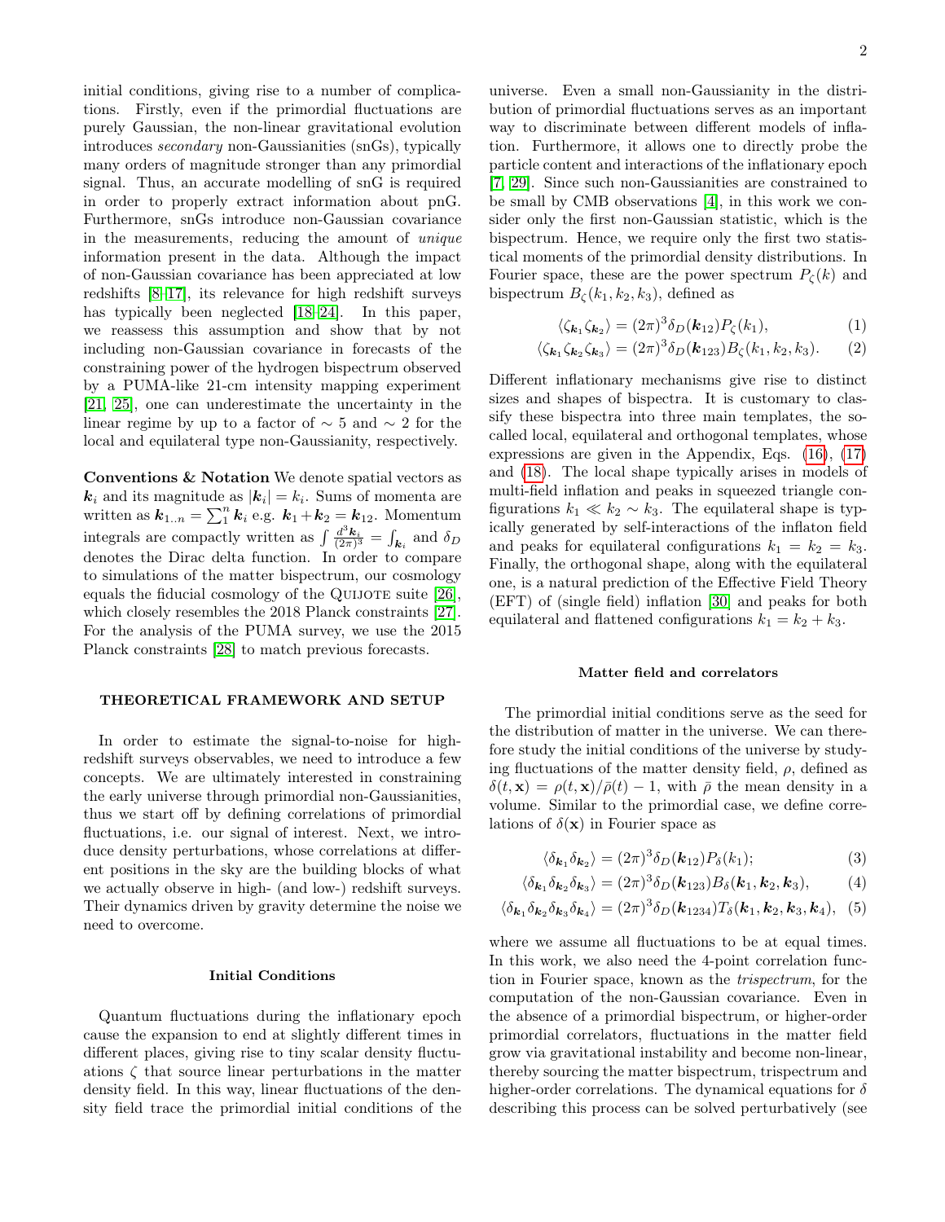initial conditions, giving rise to a number of complications. Firstly, even if the primordial fluctuations are purely Gaussian, the non-linear gravitational evolution introduces *secondary* non-Gaussianities (snGs), typically many orders of magnitude stronger than any primordial signal. Thus, an accurate modelling of snG is required in order to properly extract information about pnG. Furthermore, snGs introduce non-Gaussian covariance in the measurements, reducing the amount of *unique* information present in the data. Although the impact of non-Gaussian covariance has been appreciated at low redshifts [8–17], its relevance for high redshift surveys has typically been neglected [18–24]. In this paper, we reassess this assumption and show that by not including non-Gaussian covariance in forecasts of the constraining power of the hydrogen bispectrum observed by a PUMA-like 21-cm intensity mapping experiment [21, 25], one can underestimate the uncertainty in the linear regime by up to a factor of $\sim 5$ and $\sim 2$ for the local and equilateral type non-Gaussianity, respectively.

**Conventions & Notation** We denote spatial vectors as $\boldsymbol{k}_i$ and its magnitude as $|\boldsymbol{k}_i| = k_i$. Sums of momenta are written as $\boldsymbol{k}_{1..n} = \sum_1^n \boldsymbol{k}_i$ e.g. $\boldsymbol{k}_1 + \boldsymbol{k}_2 = \boldsymbol{k}_{12}$. Momentum integrals are compactly written as $\int \frac{d^3\boldsymbol{k}_i}{(2\pi)^3} = \int_{\boldsymbol{k}_i}$ and $\delta_D$ denotes the Dirac delta function. In order to compare to simulations of the matter bispectrum, our cosmology equals the fiducial cosmology of the QUIJOTE suite [26], which closely resembles the 2018 Planck constraints [27]. For the analysis of the PUMA survey, we use the 2015 Planck constraints [28] to match previous forecasts.

## THEORETICAL FRAMEWORK AND SETUP

In order to estimate the signal-to-noise for high-redshift surveys observables, we need to introduce a few concepts. We are ultimately interested in constraining the early universe through primordial non-Gaussianities, thus we start off by defining correlations of primordial fluctuations, i.e. our signal of interest. Next, we introduce density perturbations, whose correlations at different positions in the sky are the building blocks of what we actually observe in high- (and low-) redshift surveys. Their dynamics driven by gravity determine the noise we need to overcome.

### Initial Conditions

Quantum fluctuations during the inflationary epoch cause the expansion to end at slightly different times in different places, giving rise to tiny scalar density fluctuations $\zeta$ that source linear perturbations in the matter density field. In this way, linear fluctuations of the density field trace the primordial initial conditions of the universe. Even a small non-Gaussianity in the distribution of primordial fluctuations serves as an important way to discriminate between different models of inflation. Furthermore, it allows one to directly probe the particle content and interactions of the inflationary epoch [7, 29]. Since such non-Gaussianities are constrained to be small by CMB observations [4], in this work we consider only the first non-Gaussian statistic, which is the bispectrum. Hence, we require only the first two statistical moments of the primordial density distributions. In Fourier space, these are the power spectrum $P_\zeta(k)$ and bispectrum $B_\zeta(k_1, k_2, k_3)$, defined as

$$\langle \zeta_{\boldsymbol{k}_1} \zeta_{\boldsymbol{k}_2} \rangle = (2\pi)^3 \delta_D(\boldsymbol{k}_{12}) P_\zeta(k_1), \tag{1}$$

$$\langle \zeta_{\boldsymbol{k}_1} \zeta_{\boldsymbol{k}_2} \zeta_{\boldsymbol{k}_3} \rangle = (2\pi)^3 \delta_D(\boldsymbol{k}_{123}) B_\zeta(k_1, k_2, k_3). \tag{2}$$

Different inflationary mechanisms give rise to distinct sizes and shapes of bispectra. It is customary to classify these bispectra into three main templates, the so-called local, equilateral and orthogonal templates, whose expressions are given in the Appendix, Eqs. (16), (17) and (18). The local shape typically arises in models of multi-field inflation and peaks in squeezed triangle configurations $k_1 \ll k_2 \sim k_3$. The equilateral shape is typically generated by self-interactions of the inflaton field and peaks for equilateral configurations $k_1 = k_2 = k_3$. Finally, the orthogonal shape, along with the equilateral one, is a natural prediction of the Effective Field Theory (EFT) of (single field) inflation [30] and peaks for both equilateral and flattened configurations $k_1 = k_2 + k_3$.

### Matter field and correlators

The primordial initial conditions serve as the seed for the distribution of matter in the universe. We can therefore study the initial conditions of the universe by studying fluctuations of the matter density field, $\rho$, defined as $\delta(t, \mathbf{x}) = \rho(t, \mathbf{x})/\bar{\rho}(t) - 1$, with $\bar{\rho}$ the mean density in a volume. Similar to the primordial case, we define correlations of $\delta(\mathbf{x})$ in Fourier space as

$$\langle \delta_{\boldsymbol{k}_1} \delta_{\boldsymbol{k}_2} \rangle = (2\pi)^3 \delta_D(\boldsymbol{k}_{12}) P_\delta(k_1); \tag{3}$$

$$\langle \delta_{\boldsymbol{k}_1} \delta_{\boldsymbol{k}_2} \delta_{\boldsymbol{k}_3} \rangle = (2\pi)^3 \delta_D(\boldsymbol{k}_{123}) B_\delta(\boldsymbol{k}_1, \boldsymbol{k}_2, \boldsymbol{k}_3), \tag{4}$$

$$\langle \delta_{\boldsymbol{k}_1} \delta_{\boldsymbol{k}_2} \delta_{\boldsymbol{k}_3} \delta_{\boldsymbol{k}_4} \rangle = (2\pi)^3 \delta_D(\boldsymbol{k}_{1234}) T_\delta(\boldsymbol{k}_1, \boldsymbol{k}_2, \boldsymbol{k}_3, \boldsymbol{k}_4), \tag{5}$$

where we assume all fluctuations to be at equal times. In this work, we also need the 4-point correlation function in Fourier space, known as the *trispectrum*, for the computation of the non-Gaussian covariance. Even in the absence of a primordial bispectrum, or higher-order primordial correlators, fluctuations in the matter field grow via gravitational instability and become non-linear, thereby sourcing the matter bispectrum, trispectrum and higher-order correlations. The dynamical equations for $\delta$ describing this process can be solved perturbatively (see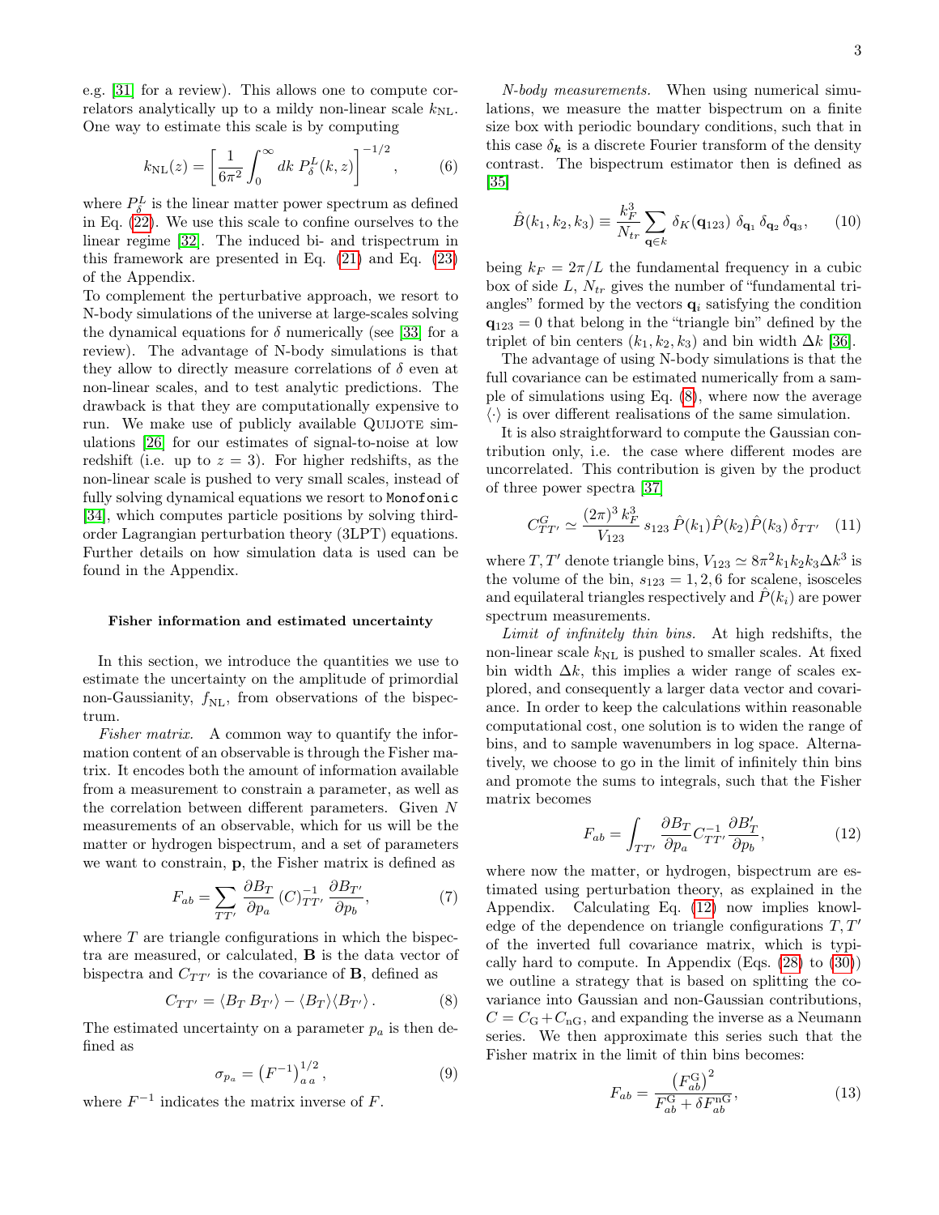e.g. [31] for a review). This allows one to compute correlators analytically up to a mildy non-linear scale $k_{\rm NL}$. One way to estimate this scale is by computing

$$k_{\rm NL}(z) = \left[\frac{1}{6\pi^2}\int_0^\infty dk\, P_\delta^L(k,z)\right]^{-1/2}, \qquad (6)$$

where $P_\delta^L$ is the linear matter power spectrum as defined in Eq. (22). We use this scale to confine ourselves to the linear regime [32]. The induced bi- and trispectrum in this framework are presented in Eq. (21) and Eq. (23) of the Appendix.

To complement the perturbative approach, we resort to N-body simulations of the universe at large-scales solving the dynamical equations for $\delta$ numerically (see [33] for a review). The advantage of N-body simulations is that they allow to directly measure correlations of $\delta$ even at non-linear scales, and to test analytic predictions. The drawback is that they are computationally expensive to run. We make use of publicly available Quijote simulations [26] for our estimates of signal-to-noise at low redshift (i.e. up to $z = 3$). For higher redshifts, as the non-linear scale is pushed to very small scales, instead of fully solving dynamical equations we resort to `Monofonic` [34], which computes particle positions by solving third-order Lagrangian perturbation theory (3LPT) equations. Further details on how simulation data is used can be found in the Appendix.

### Fisher information and estimated uncertainty

In this section, we introduce the quantities we use to estimate the uncertainty on the amplitude of primordial non-Gaussianity, $f_{\rm NL}$, from observations of the bispectrum.

*Fisher matrix.* A common way to quantify the information content of an observable is through the Fisher matrix. It encodes both the amount of information available from a measurement to constrain a parameter, as well as the correlation between different parameters. Given $N$ measurements of an observable, which for us will be the matter or hydrogen bispectrum, and a set of parameters we want to constrain, $\mathbf{p}$, the Fisher matrix is defined as

$$F_{ab} = \sum_{TT'} \frac{\partial B_T}{\partial p_a}\,(C)^{-1}_{TT'}\,\frac{\partial B_{T'}}{\partial p_b}, \qquad (7)$$

where $T$ are triangle configurations in which the bispectra are measured, or calculated, $\mathbf{B}$ is the data vector of bispectra and $C_{TT'}$ is the covariance of $\mathbf{B}$, defined as

$$C_{TT'} = \langle B_T\, B_{T'}\rangle - \langle B_T\rangle\langle B_{T'}\rangle\,. \qquad (8)$$

The estimated uncertainty on a parameter $p_a$ is then defined as

$$\sigma_{p_a} = \left(F^{-1}\right)^{1/2}_{a\,a}, \qquad (9)$$

where $F^{-1}$ indicates the matrix inverse of $F$.

*N-body measurements.* When using numerical simulations, we measure the matter bispectrum on a finite size box with periodic boundary conditions, such that in this case $\delta_{\boldsymbol{k}}$ is a discrete Fourier transform of the density contrast. The bispectrum estimator then is defined as [35]

$$\hat{B}(k_1,k_2,k_3) \equiv \frac{k_F^3}{N_{tr}}\sum_{\mathbf{q}\in k}\delta_K(\mathbf{q}_{123})\,\delta_{\mathbf{q}_1}\,\delta_{\mathbf{q}_2}\,\delta_{\mathbf{q}_3}, \qquad (10)$$

being $k_F = 2\pi/L$ the fundamental frequency in a cubic box of side $L$, $N_{tr}$ gives the number of "fundamental triangles" formed by the vectors $\mathbf{q}_i$ satisfying the condition $\mathbf{q}_{123} = 0$ that belong in the "triangle bin" defined by the triplet of bin centers $(k_1, k_2, k_3)$ and bin width $\Delta k$ [36].

The advantage of using N-body simulations is that the full covariance can be estimated numerically from a sample of simulations using Eq. (8), where now the average $\langle\cdot\rangle$ is over different realisations of the same simulation.

It is also straightforward to compute the Gaussian contribution only, i.e. the case where different modes are uncorrelated. This contribution is given by the product of three power spectra [37]

$$C^G_{TT'} \simeq \frac{(2\pi)^3\,k_F^3}{V_{123}}\,s_{123}\,\hat{P}(k_1)\hat{P}(k_2)\hat{P}(k_3)\,\delta_{TT'} \qquad (11)$$

where $T, T'$ denote triangle bins, $V_{123} \simeq 8\pi^2 k_1k_2k_3\Delta k^3$ is the volume of the bin, $s_{123} = 1, 2, 6$ for scalene, isosceles and equilateral triangles respectively and $\hat{P}(k_i)$ are power spectrum measurements.

*Limit of infinitely thin bins.* At high redshifts, the non-linear scale $k_{\rm NL}$ is pushed to smaller scales. At fixed bin width $\Delta k$, this implies a wider range of scales explored, and consequently a larger data vector and covariance. In order to keep the calculations within reasonable computational cost, one solution is to widen the range of bins, and to sample wavenumbers in log space. Alternatively, we choose to go in the limit of infinitely thin bins and promote the sums to integrals, such that the Fisher matrix becomes

$$F_{ab} = \int_{TT'} \frac{\partial B_T}{\partial p_a} C^{-1}_{TT'} \frac{\partial B'_T}{\partial p_b}, \qquad (12)$$

where now the matter, or hydrogen, bispectrum are estimated using perturbation theory, as explained in the Appendix. Calculating Eq. (12) now implies knowledge of the dependence on triangle configurations $T, T'$ of the inverted full covariance matrix, which is typically hard to compute. In Appendix (Eqs. (28) to (30)) we outline a strategy that is based on splitting the covariance into Gaussian and non-Gaussian contributions, $C = C_{\rm G} + C_{\rm nG}$, and expanding the inverse as a Neumann series. We then approximate this series such that the Fisher matrix in the limit of thin bins becomes:

$$F_{ab} = \frac{\left(F^{\rm G}_{ab}\right)^2}{F^{\rm G}_{ab} + \delta F^{\rm nG}_{ab}}, \qquad (13)$$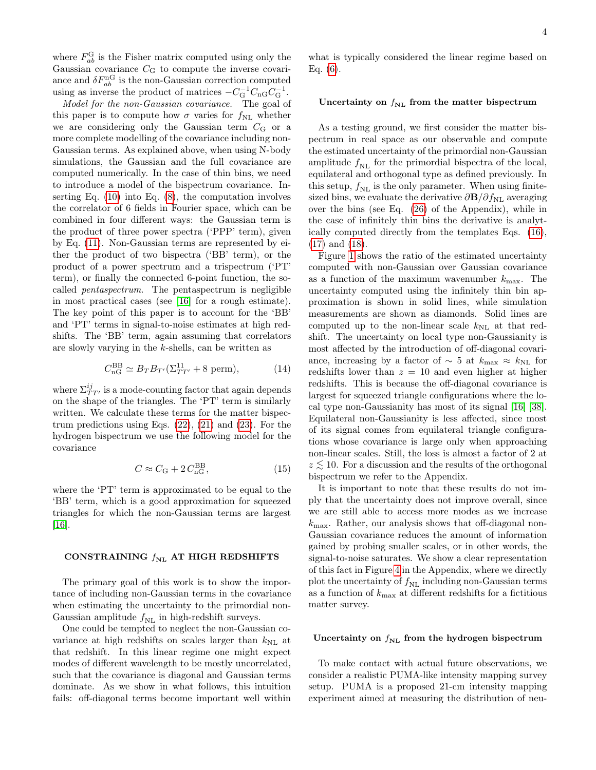where $F_{ab}^{\rm G}$ is the Fisher matrix computed using only the Gaussian covariance $C_{\rm G}$ to compute the inverse covariance and $\delta F_{ab}^{\rm nG}$ is the non-Gaussian correction computed using as inverse the product of matrices $-C_{\rm G}^{-1} C_{\rm nG} C_{\rm G}^{-1}$.

*Model for the non-Gaussian covariance.* The goal of this paper is to compute how $\sigma$ varies for $f_{\rm NL}$ whether we are considering only the Gaussian term $C_{\rm G}$ or a more complete modelling of the covariance including non-Gaussian terms. As explained above, when using N-body simulations, the Gaussian and the full covariance are computed numerically. In the case of thin bins, we need to introduce a model of the bispectrum covariance. Inserting Eq. (10) into Eq. (8), the computation involves the correlator of 6 fields in Fourier space, which can be combined in four different ways: the Gaussian term is the product of three power spectra ('PPP' term), given by Eq. (11). Non-Gaussian terms are represented by either the product of two bispectra ('BB' term), or the product of a power spectrum and a trispectrum ('PT' term), or finally the connected 6-point function, the so-called *pentaspectrum*. The pentaspectrum is negligible in most practical cases (see [16] for a rough estimate). The key point of this paper is to account for the 'BB' and 'PT' terms in signal-to-noise estimates at high redshifts. The 'BB' term, again assuming that correlators are slowly varying in the $k$-shells, can be written as

$$C_{\rm nG}^{\rm BB} \simeq B_T B_{T'} (\Sigma_{TT'}^{11} + 8 \text{ perm}), \tag{14}$$

where $\Sigma_{TT'}^{ij}$ is a mode-counting factor that again depends on the shape of the triangles. The 'PT' term is similarly written. We calculate these terms for the matter bispectrum predictions using Eqs. (22), (21) and (23). For the hydrogen bispectrum we use the following model for the covariance

$$C \approx C_{\rm G} + 2\, C_{\rm nG}^{\rm BB}, \tag{15}$$

where the 'PT' term is approximated to be equal to the 'BB' term, which is a good approximation for squeezed triangles for which the non-Gaussian terms are largest [16].

## CONSTRAINING $f_{\rm NL}$ AT HIGH REDSHIFTS

The primary goal of this work is to show the importance of including non-Gaussian terms in the covariance when estimating the uncertainty to the primordial non-Gaussian amplitude $f_{\rm NL}$ in high-redshift surveys.

One could be tempted to neglect the non-Gaussian covariance at high redshifts on scales larger than $k_{\rm NL}$ at that redshift. In this linear regime one might expect modes of different wavelength to be mostly uncorrelated, such that the covariance is diagonal and Gaussian terms dominate. As we show in what follows, this intuition fails: off-diagonal terms become important well within what is typically considered the linear regime based on Eq. (6).

### Uncertainty on $f_{\rm NL}$ from the matter bispectrum

As a testing ground, we first consider the matter bispectrum in real space as our observable and compute the estimated uncertainty of the primordial non-Gaussian amplitude $f_{\rm NL}$ for the primordial bispectra of the local, equilateral and orthogonal type as defined previously. In this setup, $f_{\rm NL}$ is the only parameter. When using finite-sized bins, we evaluate the derivative $\partial \mathbf{B}/\partial f_{\rm NL}$ averaging over the bins (see Eq. (26) of the Appendix), while in the case of infinitely thin bins the derivative is analytically computed directly from the templates Eqs. (16), (17) and (18).

Figure 1 shows the ratio of the estimated uncertainty computed with non-Gaussian over Gaussian covariance as a function of the maximum wavenumber $k_{\rm max}$. The uncertainty computed using the infinitely thin bin approximation is shown in solid lines, while simulation measurements are shown as diamonds. Solid lines are computed up to the non-linear scale $k_{\rm NL}$ at that redshift. The uncertainty on local type non-Gaussianity is most affected by the introduction of off-diagonal covariance, increasing by a factor of $\sim 5$ at $k_{\rm max} \approx k_{\rm NL}$ for redshifts lower than $z = 10$ and even higher at higher redshifts. This is because the off-diagonal covariance is largest for squeezed triangle configurations where the local type non-Gaussianity has most of its signal [16] [38]. Equilateral non-Gaussianity is less affected, since most of its signal comes from equilateral triangle configurations whose covariance is large only when approaching non-linear scales. Still, the loss is almost a factor of 2 at $z \lesssim 10$. For a discussion and the results of the orthogonal bispectrum we refer to the Appendix.

It is important to note that these results do not imply that the uncertainty does not improve overall, since we are still able to access more modes as we increase $k_{\rm max}$. Rather, our analysis shows that off-diagonal non-Gaussian covariance reduces the amount of information gained by probing smaller scales, or in other words, the signal-to-noise saturates. We show a clear representation of this fact in Figure 4 in the Appendix, where we directly plot the uncertainty of $f_{\rm NL}$ including non-Gaussian terms as a function of $k_{\rm max}$ at different redshifts for a fictitious matter survey.

### Uncertainty on $f_{\rm NL}$ from the hydrogen bispectrum

To make contact with actual future observations, we consider a realistic PUMA-like intensity mapping survey setup. PUMA is a proposed 21-cm intensity mapping experiment aimed at measuring the distribution of neu-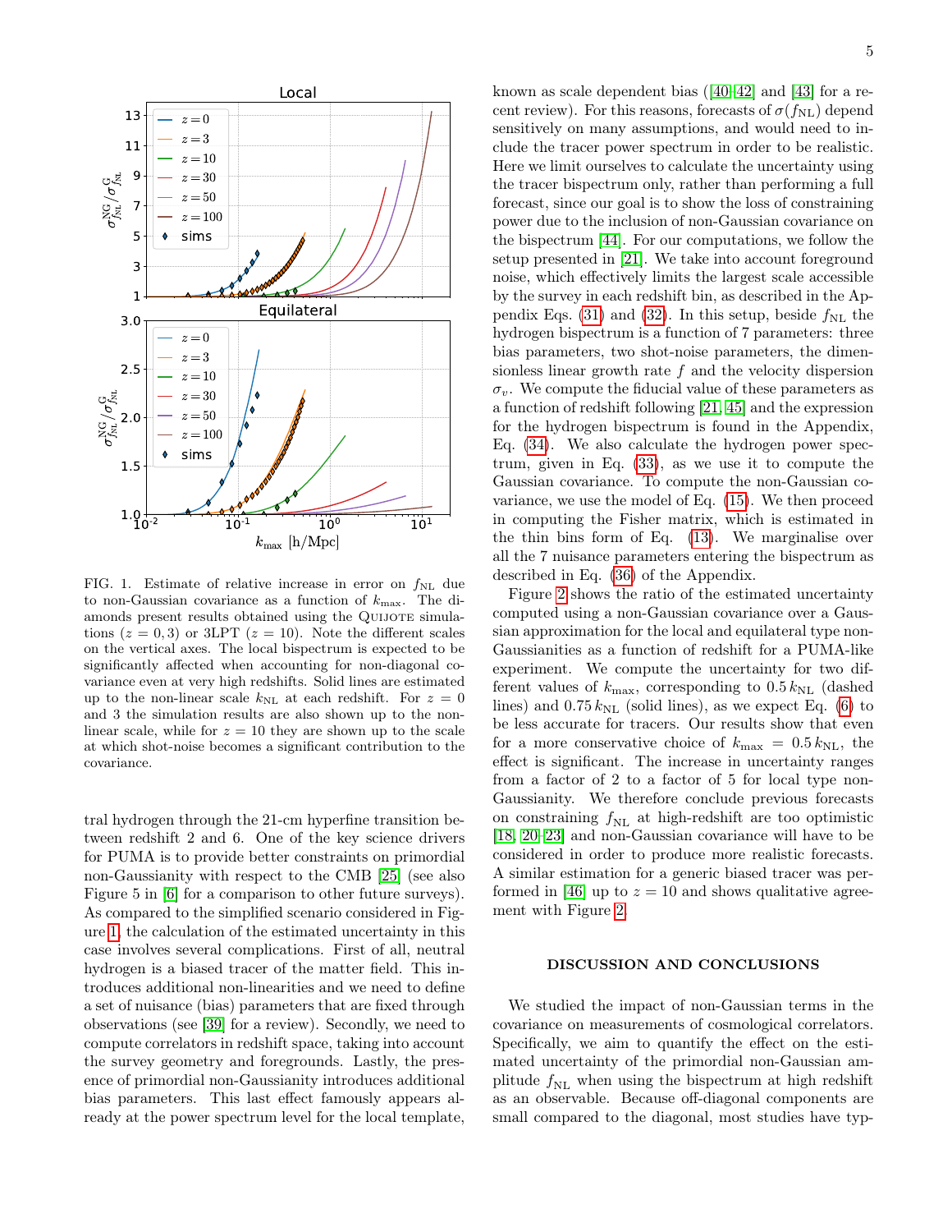FIG. 1. Estimate of relative increase in error on $f_{\rm NL}$ due to non-Gaussian covariance as a function of $k_{\rm max}$. The diamonds present results obtained using the QUIJOTE simulations ($z = 0, 3$) or 3LPT ($z = 10$). Note the different scales on the vertical axes. The local bispectrum is expected to be significantly affected when accounting for non-diagonal covariance even at very high redshifts. Solid lines are estimated up to the non-linear scale $k_{\rm NL}$ at each redshift. For $z = 0$ and 3 the simulation results are also shown up to the non-linear scale, while for $z = 10$ they are shown up to the scale at which shot-noise becomes a significant contribution to the covariance.

tral hydrogen through the 21-cm hyperfine transition between redshift 2 and 6. One of the key science drivers for PUMA is to provide better constraints on primordial non-Gaussianity with respect to the CMB [25] (see also Figure 5 in [6] for a comparison to other future surveys). As compared to the simplified scenario considered in Figure 1, the calculation of the estimated uncertainty in this case involves several complications. First of all, neutral hydrogen is a biased tracer of the matter field. This introduces additional non-linearities and we need to define a set of nuisance (bias) parameters that are fixed through observations (see [39] for a review). Secondly, we need to compute correlators in redshift space, taking into account the survey geometry and foregrounds. Lastly, the presence of primordial non-Gaussianity introduces additional bias parameters. This last effect famously appears already at the power spectrum level for the local template, known as scale dependent bias ([40–42] and [43] for a recent review). For this reasons, forecasts of $\sigma(f_{\rm NL})$ depend sensitively on many assumptions, and would need to include the tracer power spectrum in order to be realistic. Here we limit ourselves to calculate the uncertainty using the tracer bispectrum only, rather than performing a full forecast, since our goal is to show the loss of constraining power due to the inclusion of non-Gaussian covariance on the bispectrum [44]. For our computations, we follow the setup presented in [21]. We take into account foreground noise, which effectively limits the largest scale accessible by the survey in each redshift bin, as described in the Appendix Eqs. (31) and (32). In this setup, beside $f_{\rm NL}$ the hydrogen bispectrum is a function of 7 parameters: three bias parameters, two shot-noise parameters, the dimensionless linear growth rate $f$ and the velocity dispersion $\sigma_v$. We compute the fiducial value of these parameters as a function of redshift following [21, 45] and the expression for the hydrogen bispectrum is found in the Appendix, Eq. (34). We also calculate the hydrogen power spectrum, given in Eq. (33), as we use it to compute the Gaussian covariance. To compute the non-Gaussian covariance, we use the model of Eq. (15). We then proceed in computing the Fisher matrix, which is estimated in the thin bins form of Eq. (13). We marginalise over all the 7 nuisance parameters entering the bispectrum as described in Eq. (36) of the Appendix.

Figure 2 shows the ratio of the estimated uncertainty computed using a non-Gaussian covariance over a Gaussian approximation for the local and equilateral type non-Gaussianities as a function of redshift for a PUMA-like experiment. We compute the uncertainty for two different values of $k_{\rm max}$, corresponding to $0.5\,k_{\rm NL}$ (dashed lines) and $0.75\,k_{\rm NL}$ (solid lines), as we expect Eq. (6) to be less accurate for tracers. Our results show that even for a more conservative choice of $k_{\rm max} = 0.5\,k_{\rm NL}$, the effect is significant. The increase in uncertainty ranges from a factor of 2 to a factor of 5 for local type non-Gaussianity. We therefore conclude previous forecasts on constraining $f_{\rm NL}$ at high-redshift are too optimistic [18, 20–23] and non-Gaussian covariance will have to be considered in order to produce more realistic forecasts. A similar estimation for a generic biased tracer was performed in [46] up to $z = 10$ and shows qualitative agreement with Figure 2.

## DISCUSSION AND CONCLUSIONS

We studied the impact of non-Gaussian terms in the covariance on measurements of cosmological correlators. Specifically, we aim to quantify the effect on the estimated uncertainty of the primordial non-Gaussian amplitude $f_{\rm NL}$ when using the bispectrum at high redshift as an observable. Because off-diagonal components are small compared to the diagonal, most studies have typ-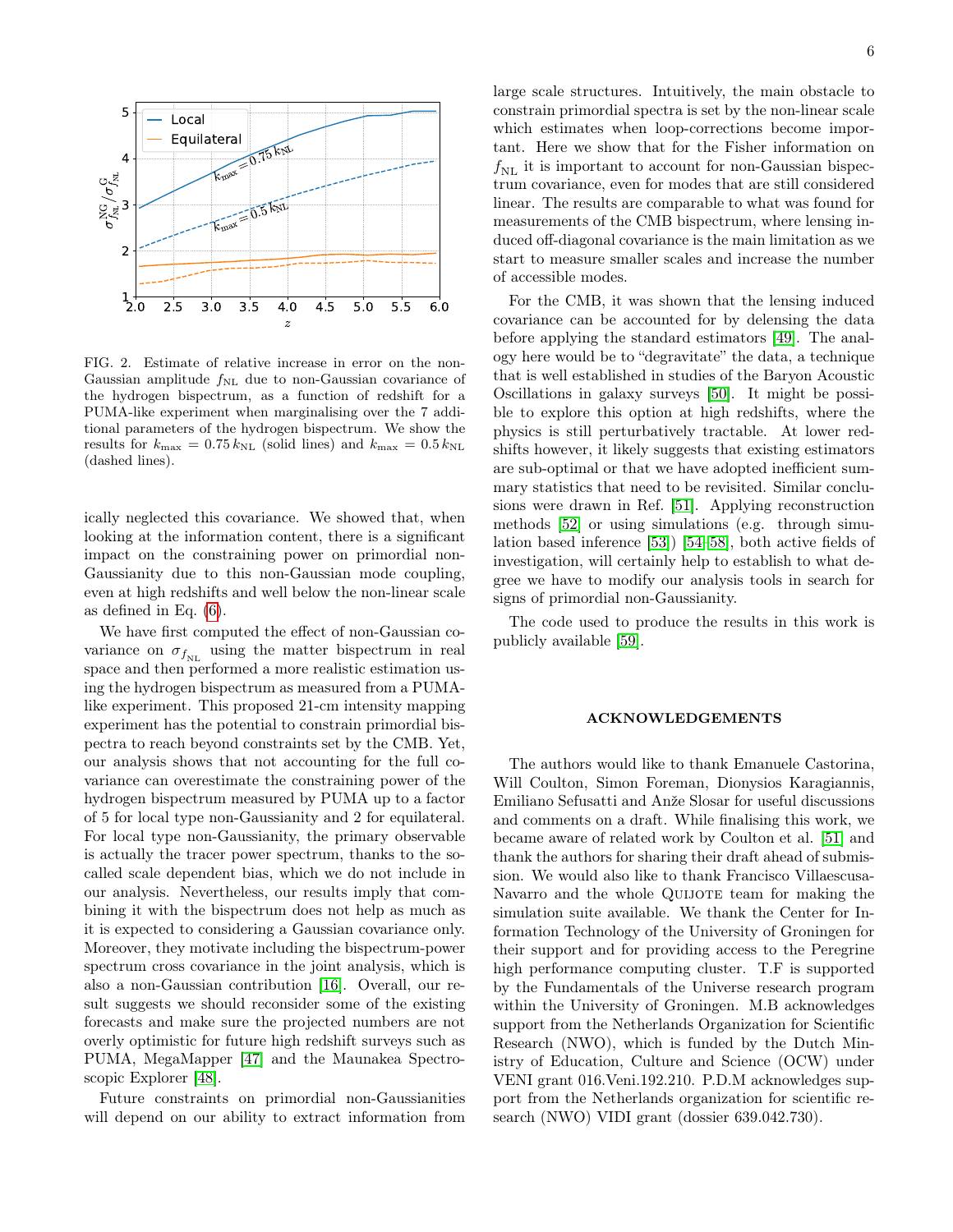FIG. 2. Estimate of relative increase in error on the non-Gaussian amplitude $f_{\rm NL}$ due to non-Gaussian covariance of the hydrogen bispectrum, as a function of redshift for a PUMA-like experiment when marginalising over the 7 additional parameters of the hydrogen bispectrum. We show the results for $k_{\rm max} = 0.75\, k_{\rm NL}$ (solid lines) and $k_{\rm max} = 0.5\, k_{\rm NL}$ (dashed lines).

ically neglected this covariance. We showed that, when looking at the information content, there is a significant impact on the constraining power on primordial non-Gaussianity due to this non-Gaussian mode coupling, even at high redshifts and well below the non-linear scale as defined in Eq. (6).

We have first computed the effect of non-Gaussian covariance on $\sigma_{f_{\rm NL}}$ using the matter bispectrum in real space and then performed a more realistic estimation using the hydrogen bispectrum as measured from a PUMA-like experiment. This proposed 21-cm intensity mapping experiment has the potential to constrain primordial bispectra to reach beyond constraints set by the CMB. Yet, our analysis shows that not accounting for the full covariance can overestimate the constraining power of the hydrogen bispectrum measured by PUMA up to a factor of 5 for local type non-Gaussianity and 2 for equilateral. For local type non-Gaussianity, the primary observable is actually the tracer power spectrum, thanks to the so-called scale dependent bias, which we do not include in our analysis. Nevertheless, our results imply that combining it with the bispectrum does not help as much as it is expected to considering a Gaussian covariance only. Moreover, they motivate including the bispectrum-power spectrum cross covariance in the joint analysis, which is also a non-Gaussian contribution [16]. Overall, our result suggests we should reconsider some of the existing forecasts and make sure the projected numbers are not overly optimistic for future high redshift surveys such as PUMA, MegaMapper [47] and the Maunakea Spectroscopic Explorer [48].

Future constraints on primordial non-Gaussianities will depend on our ability to extract information from large scale structures. Intuitively, the main obstacle to constrain primordial spectra is set by the non-linear scale which estimates when loop-corrections become important. Here we show that for the Fisher information on $f_{\rm NL}$ it is important to account for non-Gaussian bispectrum covariance, even for modes that are still considered linear. The results are comparable to what was found for measurements of the CMB bispectrum, where lensing induced off-diagonal covariance is the main limitation as we start to measure smaller scales and increase the number of accessible modes.

For the CMB, it was shown that the lensing induced covariance can be accounted for by delensing the data before applying the standard estimators [49]. The analogy here would be to "degravitate" the data, a technique that is well established in studies of the Baryon Acoustic Oscillations in galaxy surveys [50]. It might be possible to explore this option at high redshifts, where the physics is still perturbatively tractable. At lower redshifts however, it likely suggests that existing estimators are sub-optimal or that we have adopted inefficient summary statistics that need to be revisited. Similar conclusions were drawn in Ref. [51]. Applying reconstruction methods [52] or using simulations (e.g. through simulation based inference [53]) [54–58], both active fields of investigation, will certainly help to establish to what degree we have to modify our analysis tools in search for signs of primordial non-Gaussianity.

The code used to produce the results in this work is publicly available [59].

## ACKNOWLEDGEMENTS

The authors would like to thank Emanuele Castorina, Will Coulton, Simon Foreman, Dionysios Karagiannis, Emiliano Sefusatti and Anže Slosar for useful discussions and comments on a draft. While finalising this work, we became aware of related work by Coulton et al. [51] and thank the authors for sharing their draft ahead of submission. We would also like to thank Francisco Villaescusa-Navarro and the whole Quijote team for making the simulation suite available. We thank the Center for Information Technology of the University of Groningen for their support and for providing access to the Peregrine high performance computing cluster. T.F is supported by the Fundamentals of the Universe research program within the University of Groningen. M.B acknowledges support from the Netherlands Organization for Scientific Research (NWO), which is funded by the Dutch Ministry of Education, Culture and Science (OCW) under VENI grant 016.Veni.192.210. P.D.M acknowledges support from the Netherlands organization for scientific research (NWO) VIDI grant (dossier 639.042.730).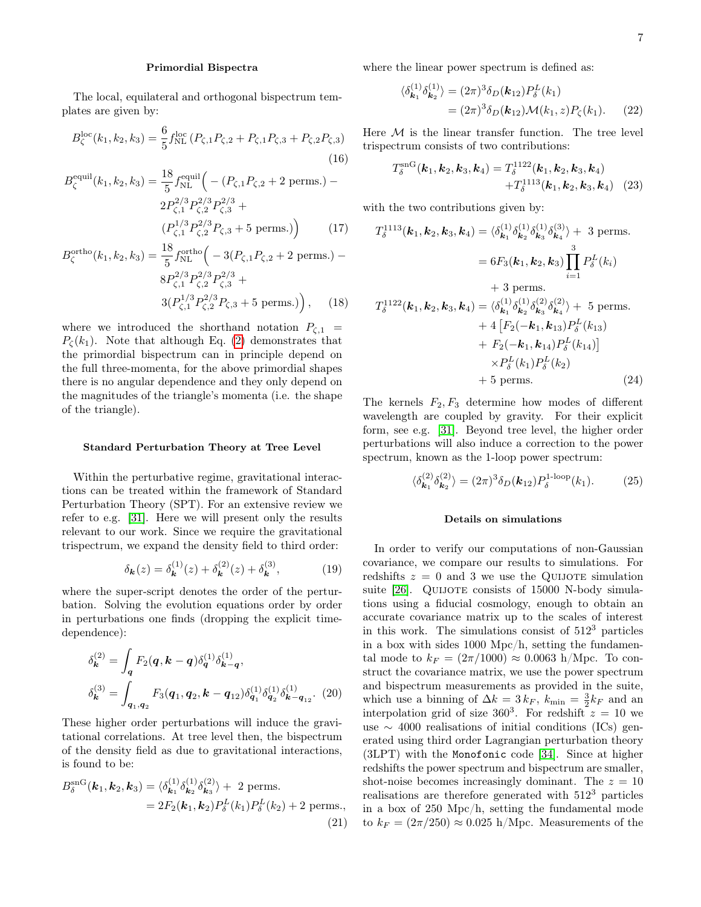### Primordial Bispectra

The local, equilateral and orthogonal bispectrum templates are given by:

$$B_\zeta^{\rm loc}(k_1,k_2,k_3) = \frac{6}{5} f_{\rm NL}^{\rm loc}\left(P_{\zeta,1}P_{\zeta,2} + P_{\zeta,1}P_{\zeta,3} + P_{\zeta,2}P_{\zeta,3}\right) \tag{16}$$

$$\begin{aligned} B_\zeta^{\rm equil}(k_1,k_2,k_3) = \frac{18}{5} f_{\rm NL}^{\rm equil}\Big(& -(P_{\zeta,1}P_{\zeta,2} + 2 \text{ perms.}) - \\ & 2P_{\zeta,1}^{2/3}P_{\zeta,2}^{2/3}P_{\zeta,3}^{2/3} + \\ & (P_{\zeta,1}^{1/3}P_{\zeta,2}^{2/3}P_{\zeta,3} + 5 \text{ perms.})\Big) \end{aligned} \tag{17}$$

$$\begin{aligned} B_\zeta^{\rm ortho}(k_1,k_2,k_3) = \frac{18}{5} f_{\rm NL}^{\rm ortho}\Big(& -3(P_{\zeta,1}P_{\zeta,2} + 2 \text{ perms.}) - \\ & 8P_{\zeta,1}^{2/3}P_{\zeta,2}^{2/3}P_{\zeta,3}^{2/3} + \\ & 3(P_{\zeta,1}^{1/3}P_{\zeta,2}^{2/3}P_{\zeta,3} + 5 \text{ perms.})\Big), \end{aligned} \tag{18}$$

where we introduced the shorthand notation $P_{\zeta,1} = P_\zeta(k_1)$. Note that although Eq. (2) demonstrates that the primordial bispectrum can in principle depend on the full three-momenta, for the above primordial shapes there is no angular dependence and they only depend on the magnitudes of the triangle's momenta (i.e. the shape of the triangle).

### Standard Perturbation Theory at Tree Level

Within the perturbative regime, gravitational interactions can be treated within the framework of Standard Perturbation Theory (SPT). For an extensive review we refer to e.g. [31]. Here we will present only the results relevant to our work. Since we require the gravitational trispectrum, we expand the density field to third order:

$$\delta_{\boldsymbol{k}}(z) = \delta_{\boldsymbol{k}}^{(1)}(z) + \delta_{\boldsymbol{k}}^{(2)}(z) + \delta_{\boldsymbol{k}}^{(3)}, \tag{19}$$

where the super-script denotes the order of the perturbation. Solving the evolution equations order by order in perturbations one finds (dropping the explicit time-dependence):

$$\begin{aligned} \delta_{\boldsymbol{k}}^{(2)} &= \int_{\boldsymbol{q}} F_2(\boldsymbol{q}, \boldsymbol{k}-\boldsymbol{q})\delta_{\boldsymbol{q}}^{(1)}\delta_{\boldsymbol{k}-\boldsymbol{q}}^{(1)}, \\ \delta_{\boldsymbol{k}}^{(3)} &= \int_{\boldsymbol{q}_1,\boldsymbol{q}_2} F_3(\boldsymbol{q}_1,\boldsymbol{q}_2,\boldsymbol{k}-\boldsymbol{q}_{12})\delta_{\boldsymbol{q}_1}^{(1)}\delta_{\boldsymbol{q}_2}^{(1)}\delta_{\boldsymbol{k}-\boldsymbol{q}_{12}}^{(1)}. \end{aligned} \tag{20}$$

These higher order perturbations will induce the gravitational correlations. At tree level then, the bispectrum of the density field as due to gravitational interactions, is found to be:

$$\begin{aligned} B_\delta^{\rm snG}(\boldsymbol{k}_1,\boldsymbol{k}_2,\boldsymbol{k}_3) &= \langle \delta_{\boldsymbol{k}_1}^{(1)}\delta_{\boldsymbol{k}_2}^{(1)}\delta_{\boldsymbol{k}_3}^{(2)}\rangle + \text{ 2 perms.} \\ &= 2F_2(\boldsymbol{k}_1,\boldsymbol{k}_2)P_\delta^L(k_1)P_\delta^L(k_2) + 2 \text{ perms.}, \end{aligned} \tag{21}$$

where the linear power spectrum is defined as:

$$\begin{aligned} \langle \delta_{\boldsymbol{k}_1}^{(1)}\delta_{\boldsymbol{k}_2}^{(1)}\rangle &= (2\pi)^3\delta_D(\boldsymbol{k}_{12})P_\delta^L(k_1) \\ &= (2\pi)^3\delta_D(\boldsymbol{k}_{12})\mathcal{M}(k_1,z)P_\zeta(k_1). \end{aligned} \tag{22}$$

Here $\mathcal{M}$ is the linear transfer function. The tree level trispectrum consists of two contributions:

$$\begin{aligned} T_\delta^{\rm snG}(\boldsymbol{k}_1,\boldsymbol{k}_2,\boldsymbol{k}_3,\boldsymbol{k}_4) = & \, T_\delta^{1122}(\boldsymbol{k}_1,\boldsymbol{k}_2,\boldsymbol{k}_3,\boldsymbol{k}_4) \\ & + T_\delta^{1113}(\boldsymbol{k}_1,\boldsymbol{k}_2,\boldsymbol{k}_3,\boldsymbol{k}_4) \end{aligned} \tag{23}$$

with the two contributions given by:

$$\begin{aligned} T_\delta^{1113}(\boldsymbol{k}_1,\boldsymbol{k}_2,\boldsymbol{k}_3,\boldsymbol{k}_4) &= \langle \delta_{\boldsymbol{k}_1}^{(1)}\delta_{\boldsymbol{k}_2}^{(1)}\delta_{\boldsymbol{k}_3}^{(1)}\delta_{\boldsymbol{k}_4}^{(3)}\rangle + \text{ 3 perms.} \\ &= 6F_3(\boldsymbol{k}_1,\boldsymbol{k}_2,\boldsymbol{k}_3)\prod_{i=1}^{3}P_\delta^L(k_i) \\ &\quad + 3 \text{ perms.} \\ T_\delta^{1122}(\boldsymbol{k}_1,\boldsymbol{k}_2,\boldsymbol{k}_3,\boldsymbol{k}_4) &= \langle \delta_{\boldsymbol{k}_1}^{(1)}\delta_{\boldsymbol{k}_2}^{(1)}\delta_{\boldsymbol{k}_3}^{(2)}\delta_{\boldsymbol{k}_4}^{(2)}\rangle + \text{ 5 perms.} \\ &\quad + 4\left[F_2(-\boldsymbol{k}_1,\boldsymbol{k}_{13})P_\delta^L(k_{13})\right. \\ &\quad + \left. F_2(-\boldsymbol{k}_1,\boldsymbol{k}_{14})P_\delta^L(k_{14})\right] \\ &\quad \times P_\delta^L(k_1)P_\delta^L(k_2) \\ &\quad + 5 \text{ perms.} \end{aligned} \tag{24}$$

The kernels $F_2, F_3$ determine how modes of different wavelength are coupled by gravity. For their explicit form, see e.g. [31]. Beyond tree level, the higher order perturbations will also induce a correction to the power spectrum, known as the 1-loop power spectrum:

$$\langle \delta_{\boldsymbol{k}_1}^{(2)}\delta_{\boldsymbol{k}_2}^{(2)}\rangle = (2\pi)^3\delta_D(\boldsymbol{k}_{12})P_\delta^{\text{1-loop}}(k_1). \tag{25}$$

### Details on simulations

In order to verify our computations of non-Gaussian covariance, we compare our results to simulations. For redshifts $z = 0$ and 3 we use the Quijote simulation suite [26]. Quijote consists of 15000 N-body simulations using a fiducial cosmology, enough to obtain an accurate covariance matrix up to the scales of interest in this work. The simulations consist of $512^3$ particles in a box with sides 1000 Mpc/h, setting the fundamental mode to $k_F = (2\pi/1000) \approx 0.0063$ h/Mpc. To construct the covariance matrix, we use the power spectrum and bispectrum measurements as provided in the suite, which use a binning of $\Delta k = 3\,k_F$, $k_{\rm min} = \frac{3}{2}k_F$ and an interpolation grid of size $360^3$. For redshift $z = 10$ we use $\sim$ 4000 realisations of initial conditions (ICs) generated using third order Lagrangian perturbation theory (3LPT) with the `Monofonic` code [34]. Since at higher redshifts the power spectrum and bispectrum are smaller, shot-noise becomes increasingly dominant. The $z = 10$ realisations are therefore generated with $512^3$ particles in a box of 250 Mpc/h, setting the fundamental mode to $k_F = (2\pi/250) \approx 0.025$ h/Mpc. Measurements of the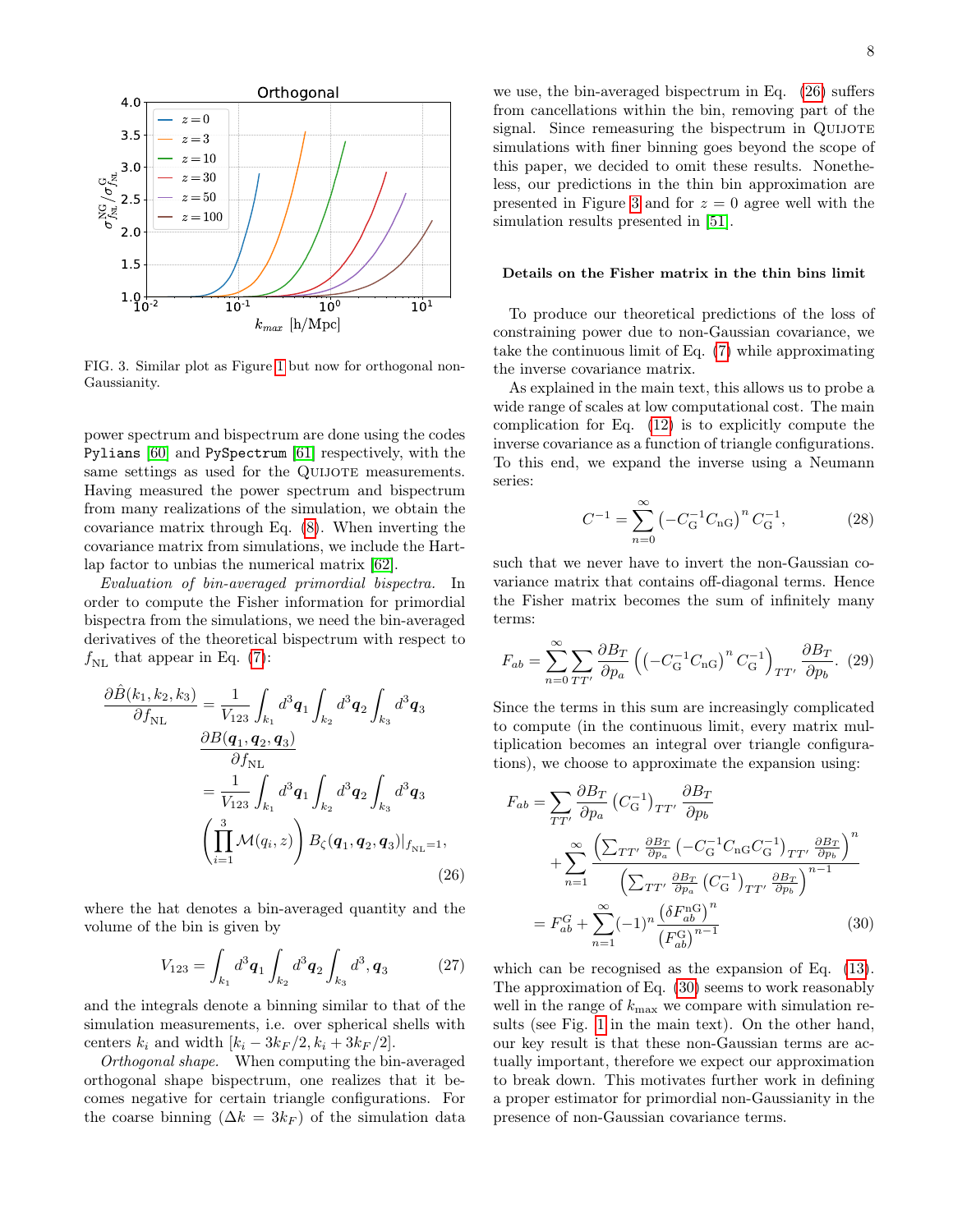FIG. 3. Similar plot as Figure 1 but now for orthogonal non-Gaussianity.

power spectrum and bispectrum are done using the codes `Pylians` [60] and `PySpectrum` [61] respectively, with the same settings as used for the QUIJOTE measurements. Having measured the power spectrum and bispectrum from many realizations of the simulation, we obtain the covariance matrix through Eq. (8). When inverting the covariance matrix from simulations, we include the Hartlap factor to unbias the numerical matrix [62].

*Evaluation of bin-averaged primordial bispectra.* In order to compute the Fisher information for primordial bispectra from the simulations, we need the bin-averaged derivatives of the theoretical bispectrum with respect to $f_{\rm NL}$ that appear in Eq. (7):

$$\begin{aligned}
\frac{\partial \hat{B}(k_1,k_2,k_3)}{\partial f_{\rm NL}} &= \frac{1}{V_{123}} \int_{k_1} d^3\boldsymbol{q}_1 \int_{k_2} d^3\boldsymbol{q}_2 \int_{k_3} d^3\boldsymbol{q}_3 \\
&\quad \frac{\partial B(\boldsymbol{q}_1,\boldsymbol{q}_2,\boldsymbol{q}_3)}{\partial f_{\rm NL}} \\
&= \frac{1}{V_{123}} \int_{k_1} d^3\boldsymbol{q}_1 \int_{k_2} d^3\boldsymbol{q}_2 \int_{k_3} d^3\boldsymbol{q}_3 \\
&\quad \left(\prod_{i=1}^{3} \mathcal{M}(q_i,z)\right) B_\zeta(\boldsymbol{q}_1,\boldsymbol{q}_2,\boldsymbol{q}_3)|_{f_{\rm NL}=1},
\end{aligned} \tag{26}$$

where the hat denotes a bin-averaged quantity and the volume of the bin is given by

$$V_{123} = \int_{k_1} d^3\boldsymbol{q}_1 \int_{k_2} d^3\boldsymbol{q}_2 \int_{k_3} d^3,\boldsymbol{q}_3 \tag{27}$$

and the integrals denote a binning similar to that of the simulation measurements, i.e. over spherical shells with centers $k_i$ and width $[k_i - 3k_F/2, k_i + 3k_F/2]$.

*Orthogonal shape.* When computing the bin-averaged orthogonal shape bispectrum, one realizes that it becomes negative for certain triangle configurations. For the coarse binning ($\Delta k = 3k_F$) of the simulation data we use, the bin-averaged bispectrum in Eq. (26) suffers from cancellations within the bin, removing part of the signal. Since remeasuring the bispectrum in QUIJOTE simulations with finer binning goes beyond the scope of this paper, we decided to omit these results. Nonetheless, our predictions in the thin bin approximation are presented in Figure 3 and for $z = 0$ agree well with the simulation results presented in [51].

### Details on the Fisher matrix in the thin bins limit

To produce our theoretical predictions of the loss of constraining power due to non-Gaussian covariance, we take the continuous limit of Eq. (7) while approximating the inverse covariance matrix.

As explained in the main text, this allows us to probe a wide range of scales at low computational cost. The main complication for Eq. (12) is to explicitly compute the inverse covariance as a function of triangle configurations. To this end, we expand the inverse using a Neumann series:

$$C^{-1} = \sum_{n=0}^{\infty} \left(-C_{\rm G}^{-1} C_{\rm nG}\right)^n C_{\rm G}^{-1}, \tag{28}$$

such that we never have to invert the non-Gaussian covariance matrix that contains off-diagonal terms. Hence the Fisher matrix becomes the sum of infinitely many terms:

$$F_{ab} = \sum_{n=0}^{\infty} \sum_{TT'} \frac{\partial B_T}{\partial p_a} \left( \left(-C_{\rm G}^{-1} C_{\rm nG}\right)^n C_{\rm G}^{-1} \right)_{TT'} \frac{\partial B_T}{\partial p_b}. \tag{29}$$

Since the terms in this sum are increasingly complicated to compute (in the continuous limit, every matrix multiplication becomes an integral over triangle configurations), we choose to approximate the expansion using:

$$\begin{aligned}
F_{ab} &= \sum_{TT'} \frac{\partial B_T}{\partial p_a} \left(C_{\rm G}^{-1}\right)_{TT'} \frac{\partial B_T}{\partial p_b} \\
&\quad + \sum_{n=1}^{\infty} \frac{\left( \sum_{TT'} \frac{\partial B_T}{\partial p_a} \left(-C_{\rm G}^{-1} C_{\rm nG} C_{\rm G}^{-1}\right)_{TT'} \frac{\partial B_T}{\partial p_b} \right)^n}{\left( \sum_{TT'} \frac{\partial B_T}{\partial p_a} \left(C_{\rm G}^{-1}\right)_{TT'} \frac{\partial B_T}{\partial p_b} \right)^{n-1}} \\
&= F_{ab}^{G} + \sum_{n=1}^{\infty} (-1)^n \frac{\left(\delta F_{ab}^{\rm nG}\right)^n}{\left(F_{ab}^{\rm G}\right)^{n-1}}
\end{aligned} \tag{30}$$

which can be recognised as the expansion of Eq. (13). The approximation of Eq. (30) seems to work reasonably well in the range of $k_{\rm max}$ we compare with simulation results (see Fig. 1 in the main text). On the other hand, our key result is that these non-Gaussian terms are actually important, therefore we expect our approximation to break down. This motivates further work in defining a proper estimator for primordial non-Gaussianity in the presence of non-Gaussian covariance terms.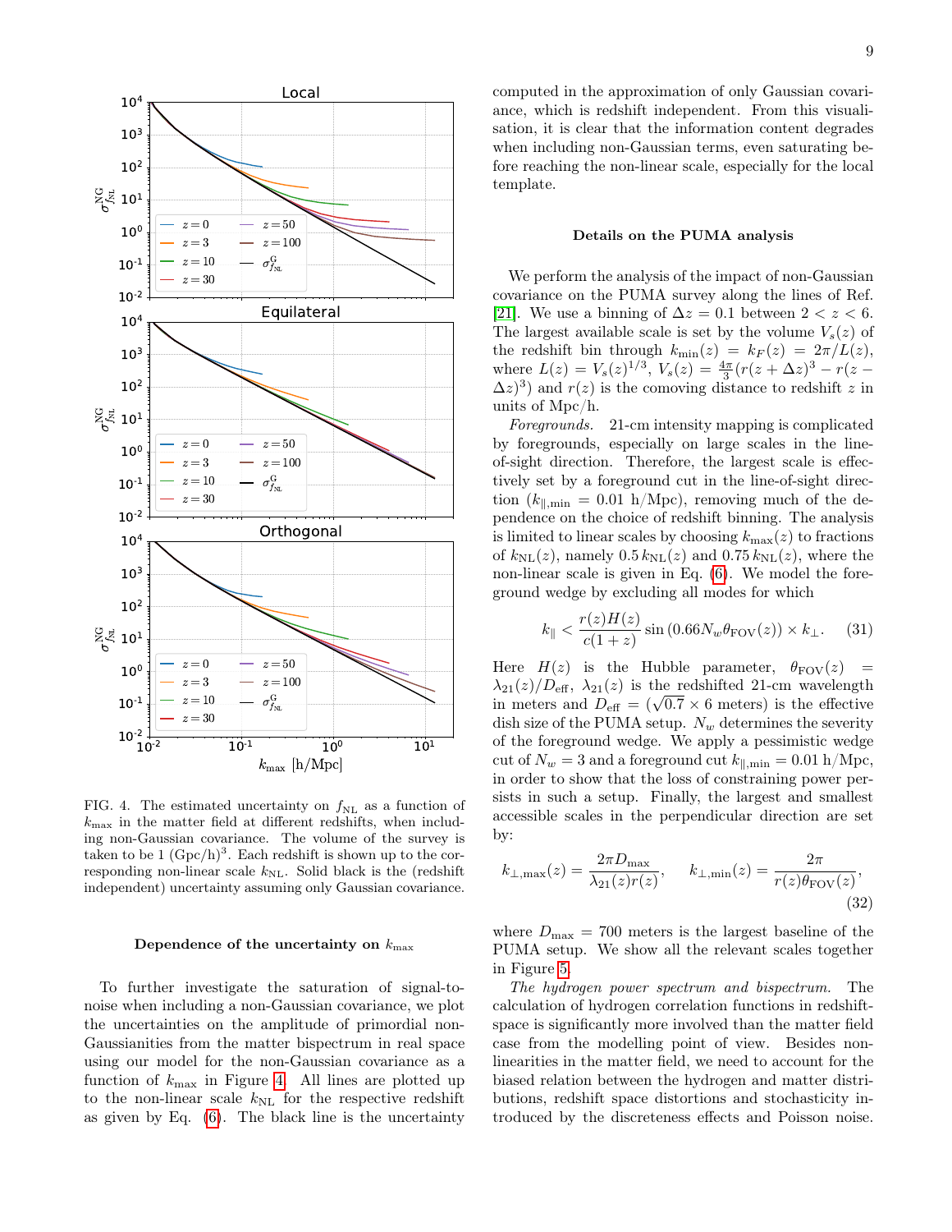FIG. 4. The estimated uncertainty on $f_{\rm NL}$ as a function of $k_{\rm max}$ in the matter field at different redshifts, when including non-Gaussian covariance. The volume of the survey is taken to be 1 $({\rm Gpc/h})^3$. Each redshift is shown up to the corresponding non-linear scale $k_{\rm NL}$. Solid black is the (redshift independent) uncertainty assuming only Gaussian covariance.

### Dependence of the uncertainty on $k_{\rm max}$

To further investigate the saturation of signal-to-noise when including a non-Gaussian covariance, we plot the uncertainties on the amplitude of primordial non-Gaussianities from the matter bispectrum in real space using our model for the non-Gaussian covariance as a function of $k_{\rm max}$ in Figure 4. All lines are plotted up to the non-linear scale $k_{\rm NL}$ for the respective redshift as given by Eq. (6). The black line is the uncertainty computed in the approximation of only Gaussian covariance, which is redshift independent. From this visualisation, it is clear that the information content degrades when including non-Gaussian terms, even saturating before reaching the non-linear scale, especially for the local template.

### Details on the PUMA analysis

We perform the analysis of the impact of non-Gaussian covariance on the PUMA survey along the lines of Ref. [21]. We use a binning of $\Delta z = 0.1$ between $2 < z < 6$. The largest available scale is set by the volume $V_s(z)$ of the redshift bin through $k_{\rm min}(z) = k_F(z) = 2\pi/L(z)$, where $L(z) = V_s(z)^{1/3}$, $V_s(z) = \frac{4\pi}{3}(r(z+\Delta z)^3 - r(z-\Delta z)^3)$ and $r(z)$ is the comoving distance to redshift $z$ in units of Mpc/h.

*Foregrounds.* 21-cm intensity mapping is complicated by foregrounds, especially on large scales in the line-of-sight direction. Therefore, the largest scale is effectively set by a foreground cut in the line-of-sight direction ($k_{\parallel,\rm min} = 0.01$ h/Mpc), removing much of the dependence on the choice of redshift binning. The analysis is limited to linear scales by choosing $k_{\rm max}(z)$ to fractions of $k_{\rm NL}(z)$, namely $0.5\,k_{\rm NL}(z)$ and $0.75\,k_{\rm NL}(z)$, where the non-linear scale is given in Eq. (6). We model the foreground wedge by excluding all modes for which

$$k_\parallel < \frac{r(z)H(z)}{c(1+z)} \sin\left(0.66 N_w \theta_{\rm FOV}(z)\right) \times k_\perp. \quad (31)$$

Here $H(z)$ is the Hubble parameter, $\theta_{\rm FOV}(z) = \lambda_{21}(z)/D_{\rm eff}$, $\lambda_{21}(z)$ is the redshifted 21-cm wavelength in meters and $D_{\rm eff} = (\sqrt{0.7} \times 6 \text{ meters})$ is the effective dish size of the PUMA setup. $N_w$ determines the severity of the foreground wedge. We apply a pessimistic wedge cut of $N_w = 3$ and a foreground cut $k_{\parallel,\rm min} = 0.01$ h/Mpc, in order to show that the loss of constraining power persists in such a setup. Finally, the largest and smallest accessible scales in the perpendicular direction are set by:

$$k_{\perp,\rm max}(z) = \frac{2\pi D_{\rm max}}{\lambda_{21}(z) r(z)}, \qquad k_{\perp,\rm min}(z) = \frac{2\pi}{r(z)\theta_{\rm FOV}(z)}, \quad (32)$$

where $D_{\rm max} = 700$ meters is the largest baseline of the PUMA setup. We show all the relevant scales together in Figure 5.

*The hydrogen power spectrum and bispectrum.* The calculation of hydrogen correlation functions in redshift-space is significantly more involved than the matter field case from the modelling point of view. Besides non-linearities in the matter field, we need to account for the biased relation between the hydrogen and matter distributions, redshift space distortions and stochasticity introduced by the discreteness effects and Poisson noise.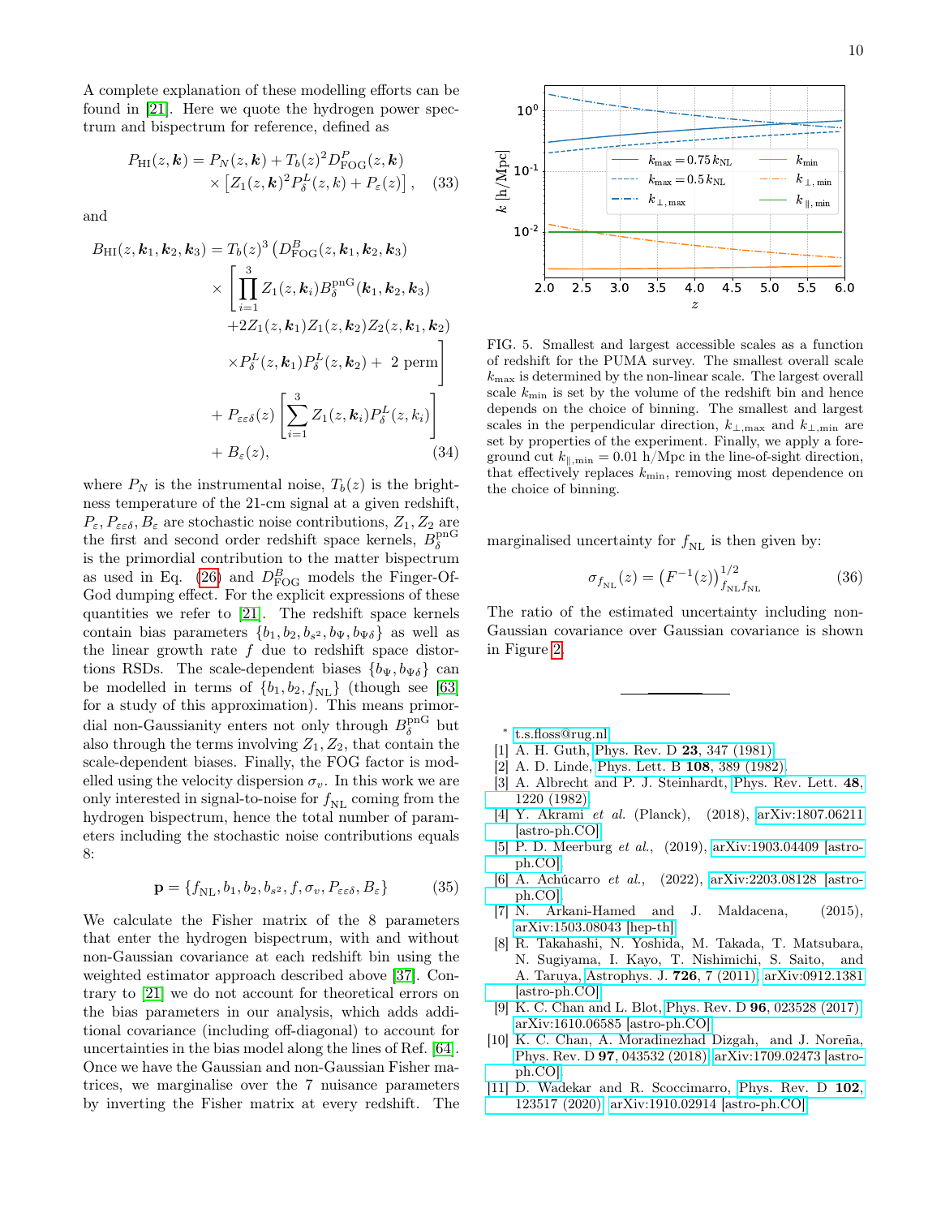A complete explanation of these modelling efforts can be found in [21]. Here we quote the hydrogen power spectrum and bispectrum for reference, defined as

$$P_{\rm HI}(z,\boldsymbol{k}) = P_N(z,\boldsymbol{k}) + T_b(z)^2 D^P_{\rm FOG}(z,\boldsymbol{k}) \times \left[Z_1(z,\boldsymbol{k})^2 P^L_\delta(z,k) + P_\varepsilon(z)\right], \quad (33)$$

and

$$\begin{aligned} B_{\rm HI}(z,\boldsymbol{k}_1,\boldsymbol{k}_2,\boldsymbol{k}_3) = T_b(z)^3 \big(D^B_{\rm FOG}(z,\boldsymbol{k}_1,\boldsymbol{k}_2,\boldsymbol{k}_3) \\ \times \Bigg[\prod_{i=1}^3 Z_1(z,\boldsymbol{k}_i) B^{\rm pnG}_\delta(\boldsymbol{k}_1,\boldsymbol{k}_2,\boldsymbol{k}_3) \\ +2 Z_1(z,\boldsymbol{k}_1) Z_1(z,\boldsymbol{k}_2) Z_2(z,\boldsymbol{k}_1,\boldsymbol{k}_2) \\ \times P^L_\delta(z,\boldsymbol{k}_1) P^L_\delta(z,\boldsymbol{k}_2) + \text{ 2 perm}\Bigg] \\ + P_{\varepsilon\varepsilon\delta}(z)\left[\sum_{i=1}^3 Z_1(z,\boldsymbol{k}_i) P^L_\delta(z,k_i)\right] \\ + B_\varepsilon(z), \end{aligned} \quad (34)$$

where $P_N$ is the instrumental noise, $T_b(z)$ is the brightness temperature of the 21-cm signal at a given redshift, $P_\varepsilon, P_{\varepsilon\varepsilon\delta}, B_\varepsilon$ are stochastic noise contributions, $Z_1, Z_2$ are the first and second order redshift space kernels, $B^{\rm pnG}_\delta$ is the primordial contribution to the matter bispectrum as used in Eq. (26) and $D^B_{\rm FOG}$ models the Finger-Of-God dumping effect. For the explicit expressions of these quantities we refer to [21]. The redshift space kernels contain bias parameters $\{b_1, b_2, b_{s^2}, b_\Psi, b_{\Psi\delta}\}$ as well as the linear growth rate $f$ due to redshift space distortions RSDs. The scale-dependent biases $\{b_\Psi, b_{\Psi\delta}\}$ can be modelled in terms of $\{b_1, b_2, f_{\rm NL}\}$ (though see [63] for a study of this approximation). This means primordial non-Gaussianity enters not only through $B^{\rm pnG}_\delta$ but also through the terms involving $Z_1, Z_2$, that contain the scale-dependent biases. Finally, the FOG factor is modelled using the velocity dispersion $\sigma_v$. In this work we are only interested in signal-to-noise for $f_{\rm NL}$ coming from the hydrogen bispectrum, hence the total number of parameters including the stochastic noise contributions equals 8:

$$\mathbf{p} = \{f_{\rm NL}, b_1, b_2, b_{s^2}, f, \sigma_v, P_{\varepsilon\varepsilon\delta}, B_\varepsilon\} \quad (35)$$

We calculate the Fisher matrix of the 8 parameters that enter the hydrogen bispectrum, with and without non-Gaussian covariance at each redshift bin using the weighted estimator approach described above [37]. Contrary to [21] we do not account for theoretical errors on the bias parameters in our analysis, which adds additional covariance (including off-diagonal) to account for uncertainties in the bias model along the lines of Ref. [64]. Once we have the Gaussian and non-Gaussian Fisher matrices, we marginalise over the 7 nuisance parameters by inverting the Fisher matrix at every redshift. The marginalised uncertainty for $f_{\rm NL}$ is then given by:

$$\sigma_{f_{\rm NL}}(z) = \left(F^{-1}(z)\right)^{1/2}_{f_{\rm NL}f_{\rm NL}} \quad (36)$$

The ratio of the estimated uncertainty including non-Gaussian covariance over Gaussian covariance is shown in Figure 2.

FIG. 5. Smallest and largest accessible scales as a function of redshift for the PUMA survey. The smallest overall scale $k_{\rm max}$ is determined by the non-linear scale. The largest overall scale $k_{\rm min}$ is set by the volume of the redshift bin and hence depends on the choice of binning. The smallest and largest scales in the perpendicular direction, $k_{\perp,\rm max}$ and $k_{\perp,\rm min}$ are set by properties of the experiment. Finally, we apply a foreground cut $k_{\parallel,\rm min} = 0.01$ h/Mpc in the line-of-sight direction, that effectively replaces $k_{\rm min}$, removing most dependence on the choice of binning.

---

* t.s.floss@rug.nl
- [1] A. H. Guth, Phys. Rev. D **23**, 347 (1981).
- [2] A. D. Linde, Phys. Lett. B **108**, 389 (1982).
- [3] A. Albrecht and P. J. Steinhardt, Phys. Rev. Lett. **48**, 1220 (1982).
- [4] Y. Akrami *et al.* (Planck), (2018), arXiv:1807.06211 [astro-ph.CO].
- [5] P. D. Meerburg *et al.*, (2019), arXiv:1903.04409 [astro-ph.CO].
- [6] A. Achúcarro *et al.*, (2022), arXiv:2203.08128 [astro-ph.CO].
- [7] N. Arkani-Hamed and J. Maldacena, (2015), arXiv:1503.08043 [hep-th].
- [8] R. Takahashi, N. Yoshida, M. Takada, T. Matsubara, N. Sugiyama, I. Kayo, T. Nishimichi, S. Saito, and A. Taruya, Astrophys. J. **726**, 7 (2011), arXiv:0912.1381 [astro-ph.CO].
- [9] K. C. Chan and L. Blot, Phys. Rev. D **96**, 023528 (2017), arXiv:1610.06585 [astro-ph.CO].
- [10] K. C. Chan, A. Moradinezhad Dizgah, and J. Noreña, Phys. Rev. D **97**, 043532 (2018), arXiv:1709.02473 [astro-ph.CO].
- [11] D. Wadekar and R. Scoccimarro, Phys. Rev. D **102**, 123517 (2020), arXiv:1910.02914 [astro-ph.CO].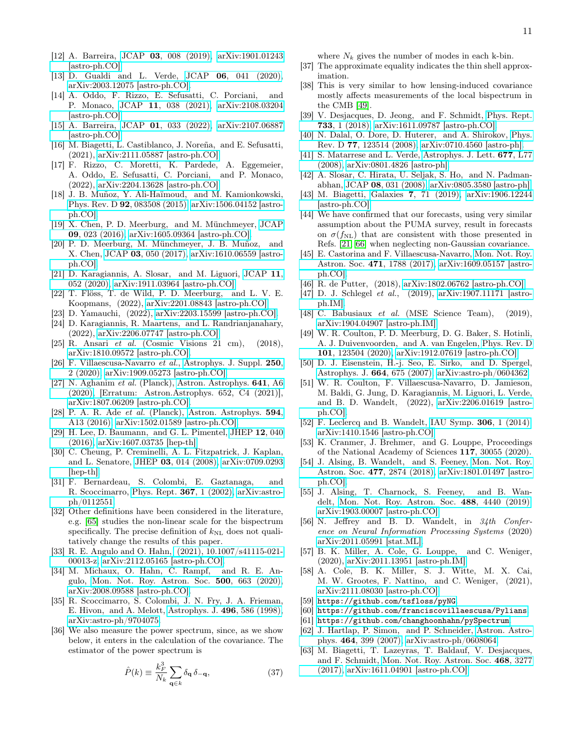[12] A. Barreira, JCAP **03**, 008 (2019), arXiv:1901.01243 [astro-ph.CO].

[13] D. Gualdi and L. Verde, JCAP **06**, 041 (2020), arXiv:2003.12075 [astro-ph.CO].

[14] A. Oddo, F. Rizzo, E. Sefusatti, C. Porciani, and P. Monaco, JCAP **11**, 038 (2021), arXiv:2108.03204 [astro-ph.CO].

[15] A. Barreira, JCAP **01**, 033 (2022), arXiv:2107.06887 [astro-ph.CO].

[16] M. Biagetti, L. Castiblanco, J. Noreña, and E. Sefusatti, (2021), arXiv:2111.05887 [astro-ph.CO].

[17] F. Rizzo, C. Moretti, K. Pardede, A. Eggemeier, A. Oddo, E. Sefusatti, C. Porciani, and P. Monaco, (2022), arXiv:2204.13628 [astro-ph.CO].

[18] J. B. Muñoz, Y. Ali-Haïmoud, and M. Kamionkowski, Phys. Rev. D **92**, 083508 (2015), arXiv:1506.04152 [astro-ph.CO].

[19] X. Chen, P. D. Meerburg, and M. Münchmeyer, JCAP **09**, 023 (2016), arXiv:1605.09364 [astro-ph.CO].

[20] P. D. Meerburg, M. Münchmeyer, J. B. Muñoz, and X. Chen, JCAP **03**, 050 (2017), arXiv:1610.06559 [astro-ph.CO].

[21] D. Karagiannis, A. Slosar, and M. Liguori, JCAP **11**, 052 (2020), arXiv:1911.03964 [astro-ph.CO].

[22] T. Flöss, T. de Wild, P. D. Meerburg, and L. V. E. Koopmans, (2022), arXiv:2201.08843 [astro-ph.CO].

[23] D. Yamauchi, (2022), arXiv:2203.15599 [astro-ph.CO].

[24] D. Karagiannis, R. Maartens, and L. Randrianjanahary, (2022), arXiv:2206.07747 [astro-ph.CO].

[25] R. Ansari *et al.* (Cosmic Visions 21 cm), (2018), arXiv:1810.09572 [astro-ph.CO].

[26] F. Villaescusa-Navarro *et al.*, Astrophys. J. Suppl. **250**, 2 (2020), arXiv:1909.05273 [astro-ph.CO].

[27] N. Aghanim *et al.* (Planck), Astron. Astrophys. **641**, A6 (2020), [Erratum: Astron.Astrophys. 652, C4 (2021)], arXiv:1807.06209 [astro-ph.CO].

[28] P. A. R. Ade *et al.* (Planck), Astron. Astrophys. **594**, A13 (2016), arXiv:1502.01589 [astro-ph.CO].

[29] H. Lee, D. Baumann, and G. L. Pimentel, JHEP **12**, 040 (2016), arXiv:1607.03735 [hep-th].

[30] C. Cheung, P. Creminelli, A. L. Fitzpatrick, J. Kaplan, and L. Senatore, JHEP **03**, 014 (2008), arXiv:0709.0293 [hep-th].

[31] F. Bernardeau, S. Colombi, E. Gaztanaga, and R. Scoccimarro, Phys. Rept. **367**, 1 (2002), arXiv:astro-ph/0112551.

[32] Other definitions have been considered in the literature, e.g. [65] studies the non-linear scale for the bispectrum specifically. The precise definition of $k_{\rm NL}$ does not qualitatively change the results of this paper.

[33] R. E. Angulo and O. Hahn, (2021), 10.1007/s41115-021-00013-z, arXiv:2112.05165 [astro-ph.CO].

[34] M. Michaux, O. Hahn, C. Rampf, and R. E. Angulo, Mon. Not. Roy. Astron. Soc. **500**, 663 (2020), arXiv:2008.09588 [astro-ph.CO].

[35] R. Scoccimarro, S. Colombi, J. N. Fry, J. A. Frieman, E. Hivon, and A. Melott, Astrophys. J. **496**, 586 (1998), arXiv:astro-ph/9704075.

[36] We also measure the power spectrum, since, as we show below, it enters in the calculation of the covariance. The estimator of the power spectrum is

$$\hat{P}(k) \equiv \frac{k_F^3}{N_k} \sum_{\mathbf{q}\in k} \delta_{\mathbf{q}}\, \delta_{-\mathbf{q}}, \tag{37}$$

where $N_k$ gives the number of modes in each k-bin.

[37] The approximate equality indicates the thin shell approximation.

[38] This is very similar to how lensing-induced covariance mostly affects measurements of the local bispectrum in the CMB [49].

[39] V. Desjacques, D. Jeong, and F. Schmidt, Phys. Rept. **733**, 1 (2018), arXiv:1611.09787 [astro-ph.CO].

[40] N. Dalal, O. Dore, D. Huterer, and A. Shirokov, Phys. Rev. D **77**, 123514 (2008), arXiv:0710.4560 [astro-ph].

[41] S. Matarrese and L. Verde, Astrophys. J. Lett. **677**, L77 (2008), arXiv:0801.4826 [astro-ph].

[42] A. Slosar, C. Hirata, U. Seljak, S. Ho, and N. Padmanabhan, JCAP **08**, 031 (2008), arXiv:0805.3580 [astro-ph].

[43] M. Biagetti, Galaxies **7**, 71 (2019), arXiv:1906.12244 [astro-ph.CO].

[44] We have confirmed that our forecasts, using very similar assumption about the PUMA survey, result in forecasts on $\sigma(f_{\rm NL})$ that are consistent with those presented in Refs. [21, 66] when neglecting non-Gaussian covariance.

[45] E. Castorina and F. Villaescusa-Navarro, Mon. Not. Roy. Astron. Soc. **471**, 1788 (2017), arXiv:1609.05157 [astro-ph.CO].

[46] R. de Putter, (2018), arXiv:1802.06762 [astro-ph.CO].

[47] D. J. Schlegel *et al.*, (2019), arXiv:1907.11171 [astro-ph.IM].

[48] C. Babusiaux *et al.* (MSE Science Team), (2019), arXiv:1904.04907 [astro-ph.IM].

[49] W. R. Coulton, P. D. Meerburg, D. G. Baker, S. Hotinli, A. J. Duivenvoorden, and A. van Engelen, Phys. Rev. D **101**, 123504 (2020), arXiv:1912.07619 [astro-ph.CO].

[50] D. J. Eisenstein, H.-j. Seo, E. Sirko, and D. Spergel, Astrophys. J. **664**, 675 (2007), arXiv:astro-ph/0604362.

[51] W. R. Coulton, F. Villaescusa-Navarro, D. Jamieson, M. Baldi, G. Jung, D. Karagiannis, M. Liguori, L. Verde, and B. D. Wandelt, (2022), arXiv:2206.01619 [astro-ph.CO].

[52] F. Leclercq and B. Wandelt, IAU Symp. **306**, 1 (2014), arXiv:1410.1546 [astro-ph.CO].

[53] K. Cranmer, J. Brehmer, and G. Louppe, Proceedings of the National Academy of Sciences **117**, 30055 (2020).

[54] J. Alsing, B. Wandelt, and S. Feeney, Mon. Not. Roy. Astron. Soc. **477**, 2874 (2018), arXiv:1801.01497 [astro-ph.CO].

[55] J. Alsing, T. Charnock, S. Feeney, and B. Wandelt, Mon. Not. Roy. Astron. Soc. **488**, 4440 (2019), arXiv:1903.00007 [astro-ph.CO].

[56] N. Jeffrey and B. D. Wandelt, in *34th Conference on Neural Information Processing Systems* (2020) arXiv:2011.05991 [stat.ML].

[57] B. K. Miller, A. Cole, G. Louppe, and C. Weniger, (2020), arXiv:2011.13951 [astro-ph.IM].

[58] A. Cole, B. K. Miller, S. J. Witte, M. X. Cai, M. W. Grootes, F. Nattino, and C. Weniger, (2021), arXiv:2111.08030 [astro-ph.CO].

[59] https://github.com/tsfloss/pyNG.

[60] https://github.com/franciscovillaescusa/Pylians.

[61] https://github.com/changhoonhahn/pySpectrum.

[62] J. Hartlap, P. Simon, and P. Schneider, Astron. Astrophys. **464**, 399 (2007), arXiv:astro-ph/0608064.

[63] M. Biagetti, T. Lazeyras, T. Baldauf, V. Desjacques, and F. Schmidt, Mon. Not. Roy. Astron. Soc. **468**, 3277 (2017), arXiv:1611.04901 [astro-ph.CO].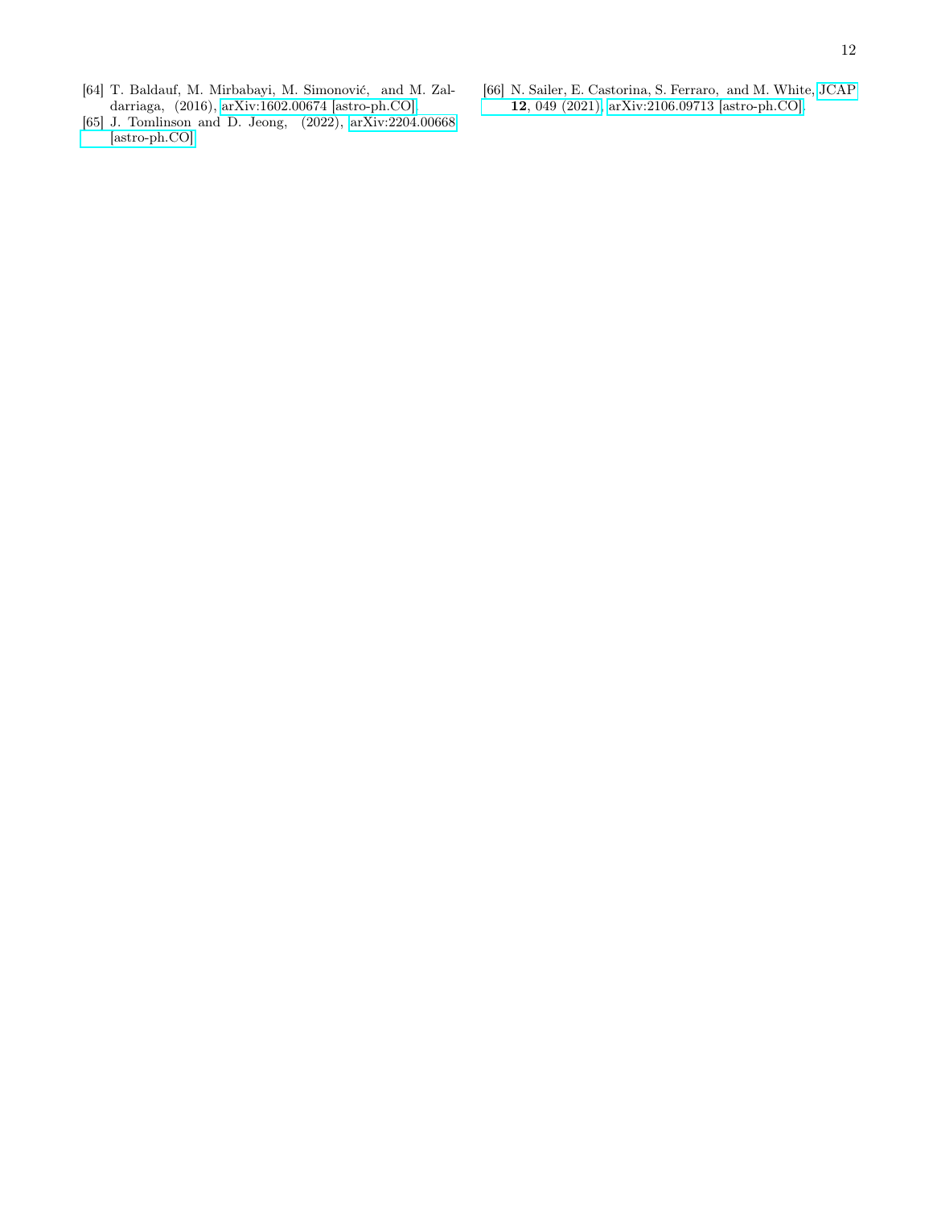[64] T. Baldauf, M. Mirbabayi, M. Simonović, and M. Zaldarriaga, (2016), arXiv:1602.00674 [astro-ph.CO].

[65] J. Tomlinson and D. Jeong, (2022), arXiv:2204.00668 [astro-ph.CO].

[66] N. Sailer, E. Castorina, S. Ferraro, and M. White, JCAP **12**, 049 (2021), arXiv:2106.09713 [astro-ph.CO].